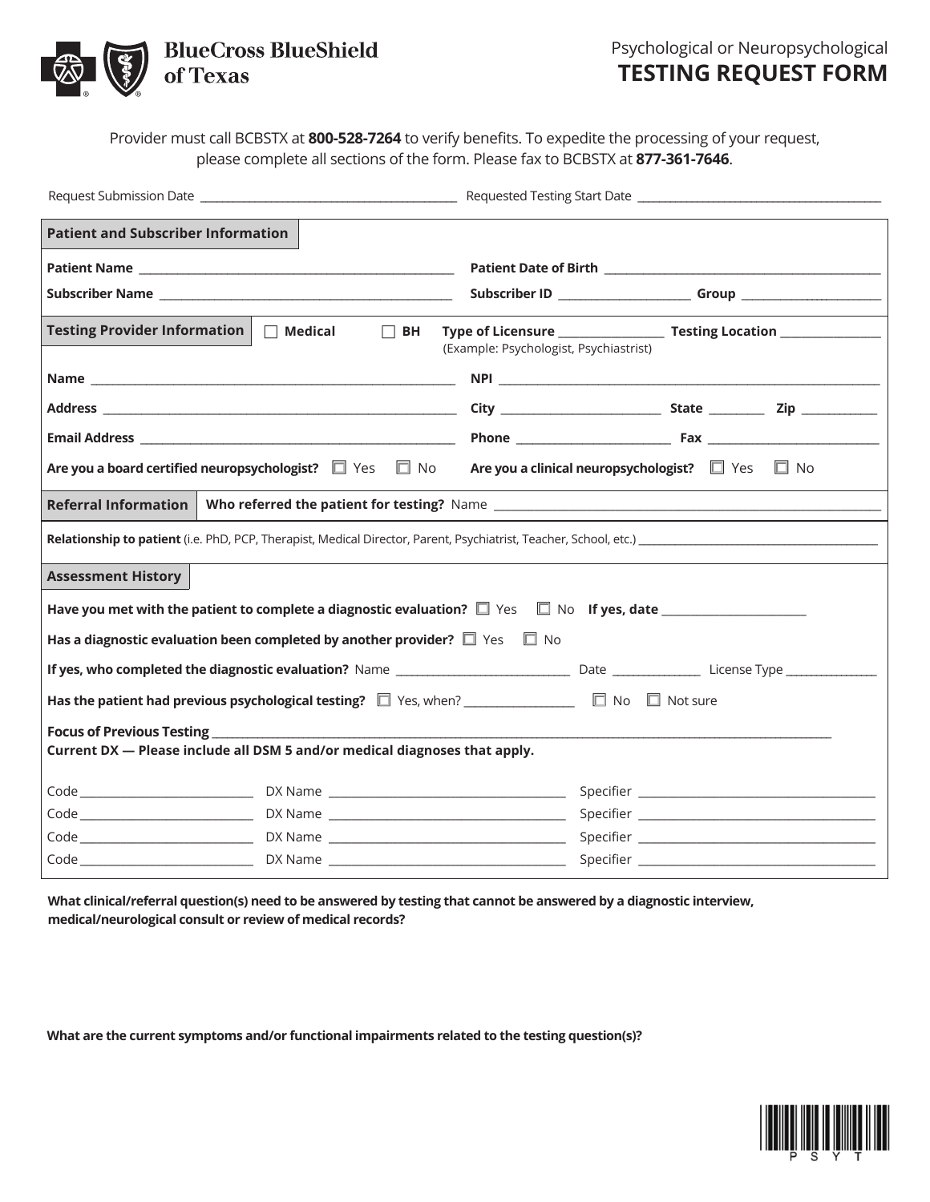BlueCross BlueShield of Texas

Psychological or Neuropsychological

# TESTING REQUEST FORM

Provider must call BCBSTX at **800-528-7264** to verify benefits. To expedite the processing of your request, please complete all sections of the form. Please fax to BCBSTX at **877-361-7646**.

Request Submission Date ____________________ Requested Testing Start Date ____________________

## Patient and Subscriber Information

**Patient Name** ____________________ **Patient Date of Birth** ____________________

**Subscriber Name** ____________________ **Subscriber ID** ____________ **Group** ____________

## Testing Provider Information

☐ **Medical** ☐ **BH** **Type of Licensure** ____________ **Testing Location** ____________
(Example: Psychologist, Psychiastrist)

**Name** ____________________ **NPI** ____________________

**Address** ____________________ **City** ____________ **State** ________ **Zip** ________

**Email Address** ____________________ **Phone** ____________ **Fax** ____________

**Are you a board certified neuropsychologist?** ☐ Yes ☐ No **Are you a clinical neuropsychologist?** ☐ Yes ☐ No

## Referral Information

**Who referred the patient for testing?** Name ____________________

**Relationship to patient** (i.e. PhD, PCP, Therapist, Medical Director, Parent, Psychiatrist, Teacher, School, etc.) ____________________

## Assessment History

**Have you met with the patient to complete a diagnostic evaluation?** ☐ Yes ☐ No **If yes, date** ____________

**Has a diagnostic evaluation been completed by another provider?** ☐ Yes ☐ No

**If yes, who completed the diagnostic evaluation?** Name ____________ Date ________ License Type ________

**Has the patient had previous psychological testing?** ☐ Yes, when? ____________ ☐ No ☐ Not sure

**Focus of Previous Testing** ____________________

**Current DX — Please include all DSM 5 and/or medical diagnoses that apply.**

Code ____________ DX Name ____________ Specifier ____________

Code ____________ DX Name ____________ Specifier ____________

Code ____________ DX Name ____________ Specifier ____________

Code ____________ DX Name ____________ Specifier ____________

**What clinical/referral question(s) need to be answered by testing that cannot be answered by a diagnostic interview, medical/neurological consult or review of medical records?**

**What are the current symptoms and/or functional impairments related to the testing question(s)?**

PSYT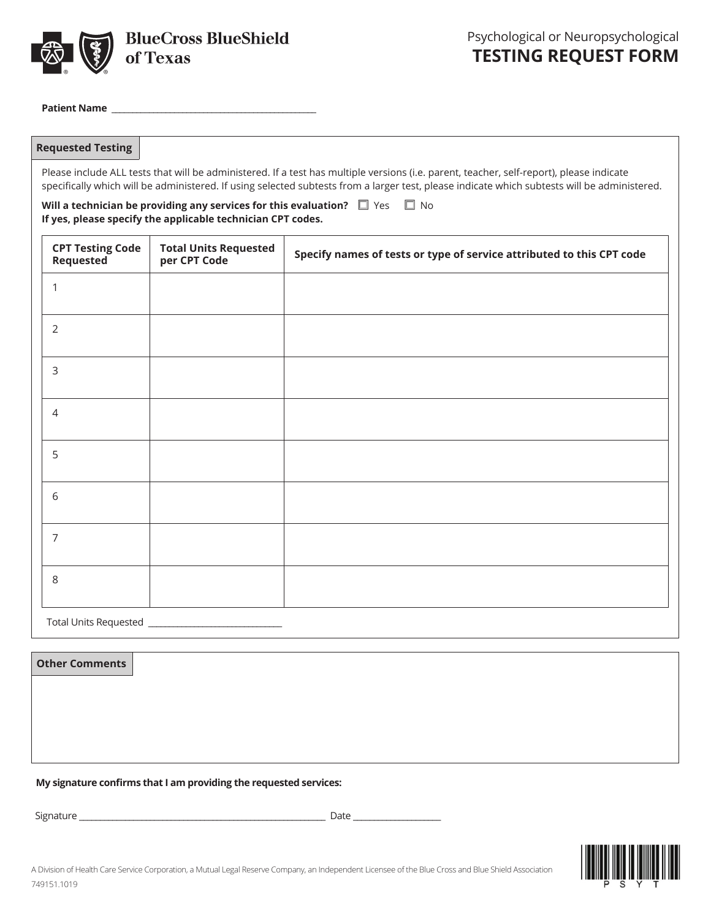BlueCross BlueShield of Texas

Psychological or Neuropsychological

# TESTING REQUEST FORM

**Patient Name** ______________________________

## Requested Testing

Please include ALL tests that will be administered. If a test has multiple versions (i.e. parent, teacher, self-report), please indicate specifically which will be administered. If using selected subtests from a larger test, please indicate which subtests will be administered.

**Will a technician be providing any services for this evaluation?** ☐ Yes ☐ No
**If yes, please specify the applicable technician CPT codes.**

| CPT Testing Code Requested | Total Units Requested per CPT Code | Specify names of tests or type of service attributed to this CPT code |
|---|---|---|
| 1 | | |
| 2 | | |
| 3 | | |
| 4 | | |
| 5 | | |
| 6 | | |
| 7 | | |
| 8 | | |

Total Units Requested ____________________

## Other Comments

**My signature confirms that I am providing the requested services:**

Signature ______________________________ Date ______________

A Division of Health Care Service Corporation, a Mutual Legal Reserve Company, an Independent Licensee of the Blue Cross and Blue Shield Association

749151.1019

P S Y T